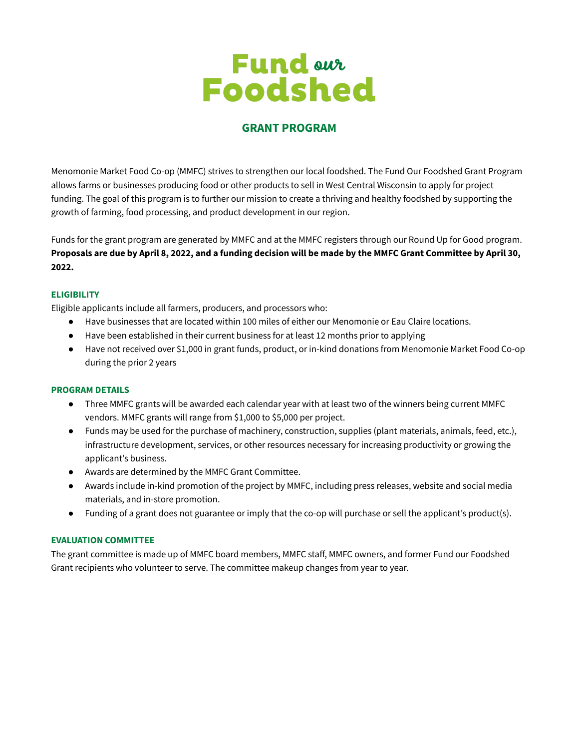# Fund our Foodshed

## GRANT PROGRAM

Menomonie Market Food Co-op (MMFC) strives to strengthen our local foodshed. The Fund Our Foodshed Grant Program allows farms or businesses producing food or other products to sell in West Central Wisconsin to apply for project funding. The goal of this program is to further our mission to create a thriving and healthy foodshed by supporting the growth of farming, food processing, and product development in our region.

Funds for the grant program are generated by MMFC and at the MMFC registers through our Round Up for Good program. **Proposals are due by April 8, 2022, and a funding decision will be made by the MMFC Grant Committee by April 30, 2022.**

### ELIGIBILITY

Eligible applicants include all farmers, producers, and processors who:

- Have businesses that are located within 100 miles of either our Menomonie or Eau Claire locations.
- Have been established in their current business for at least 12 months prior to applying
- Have not received over $1,000 in grant funds, product, or in-kind donations from Menomonie Market Food Co-op during the prior 2 years

### PROGRAM DETAILS

- Three MMFC grants will be awarded each calendar year with at least two of the winners being current MMFC vendors. MMFC grants will range from $1,000 to $5,000 per project.
- Funds may be used for the purchase of machinery, construction, supplies (plant materials, animals, feed, etc.), infrastructure development, services, or other resources necessary for increasing productivity or growing the applicant's business.
- Awards are determined by the MMFC Grant Committee.
- Awards include in-kind promotion of the project by MMFC, including press releases, website and social media materials, and in-store promotion.
- Funding of a grant does not guarantee or imply that the co-op will purchase or sell the applicant's product(s).

### EVALUATION COMMITTEE

The grant committee is made up of MMFC board members, MMFC staff, MMFC owners, and former Fund our Foodshed Grant recipients who volunteer to serve. The committee makeup changes from year to year.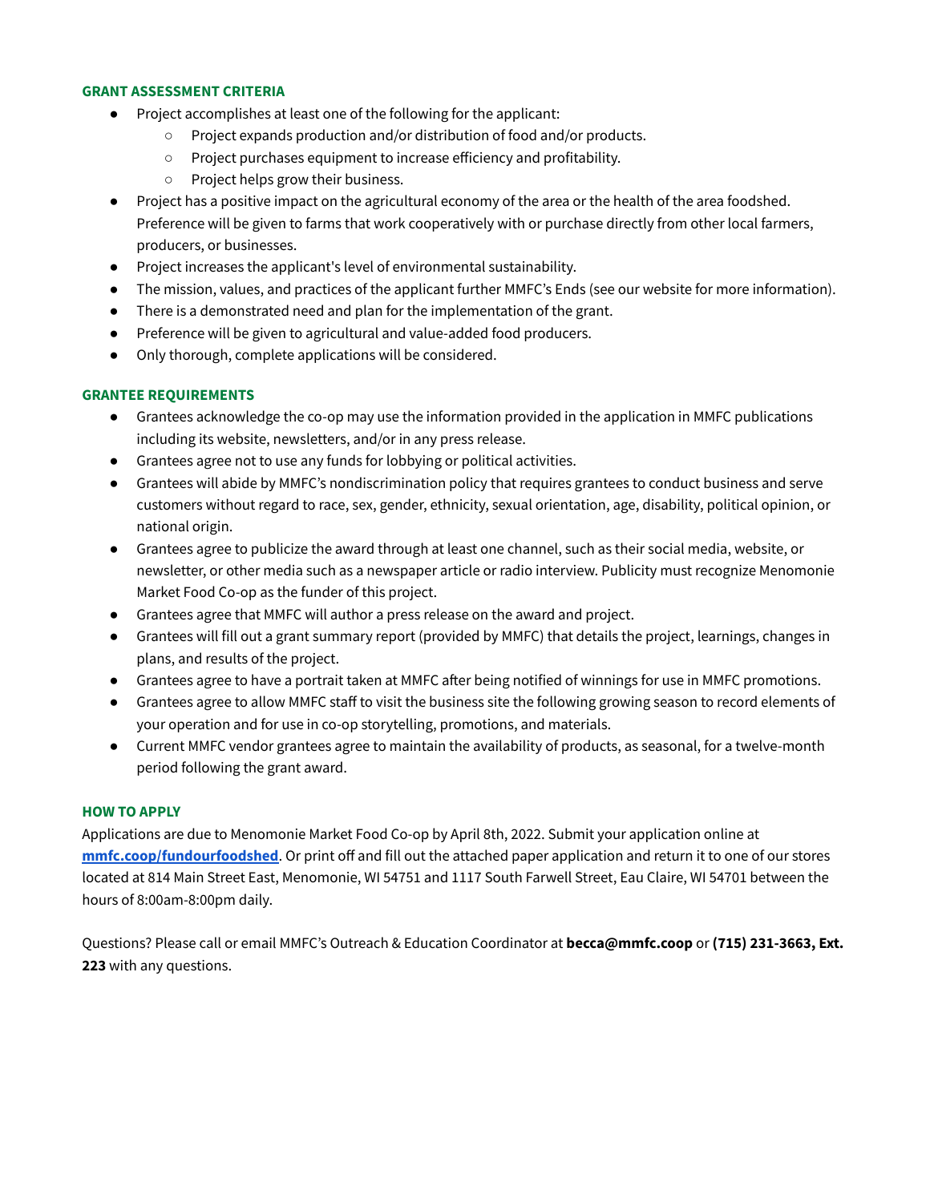### GRANT ASSESSMENT CRITERIA

- Project accomplishes at least one of the following for the applicant:
  - Project expands production and/or distribution of food and/or products.
  - Project purchases equipment to increase efficiency and profitability.
  - Project helps grow their business.
- Project has a positive impact on the agricultural economy of the area or the health of the area foodshed. Preference will be given to farms that work cooperatively with or purchase directly from other local farmers, producers, or businesses.
- Project increases the applicant's level of environmental sustainability.
- The mission, values, and practices of the applicant further MMFC's Ends (see our website for more information).
- There is a demonstrated need and plan for the implementation of the grant.
- Preference will be given to agricultural and value-added food producers.
- Only thorough, complete applications will be considered.

### GRANTEE REQUIREMENTS

- Grantees acknowledge the co-op may use the information provided in the application in MMFC publications including its website, newsletters, and/or in any press release.
- Grantees agree not to use any funds for lobbying or political activities.
- Grantees will abide by MMFC's nondiscrimination policy that requires grantees to conduct business and serve customers without regard to race, sex, gender, ethnicity, sexual orientation, age, disability, political opinion, or national origin.
- Grantees agree to publicize the award through at least one channel, such as their social media, website, or newsletter, or other media such as a newspaper article or radio interview. Publicity must recognize Menomonie Market Food Co-op as the funder of this project.
- Grantees agree that MMFC will author a press release on the award and project.
- Grantees will fill out a grant summary report (provided by MMFC) that details the project, learnings, changes in plans, and results of the project.
- Grantees agree to have a portrait taken at MMFC after being notified of winnings for use in MMFC promotions.
- Grantees agree to allow MMFC staff to visit the business site the following growing season to record elements of your operation and for use in co-op storytelling, promotions, and materials.
- Current MMFC vendor grantees agree to maintain the availability of products, as seasonal, for a twelve-month period following the grant award.

### HOW TO APPLY

Applications are due to Menomonie Market Food Co-op by April 8th, 2022. Submit your application online at **mmfc.coop/fundourfoodshed**. Or print off and fill out the attached paper application and return it to one of our stores located at 814 Main Street East, Menomonie, WI 54751 and 1117 South Farwell Street, Eau Claire, WI 54701 between the hours of 8:00am-8:00pm daily.

Questions? Please call or email MMFC's Outreach & Education Coordinator at **becca@mmfc.coop** or **(715) 231-3663, Ext. 223** with any questions.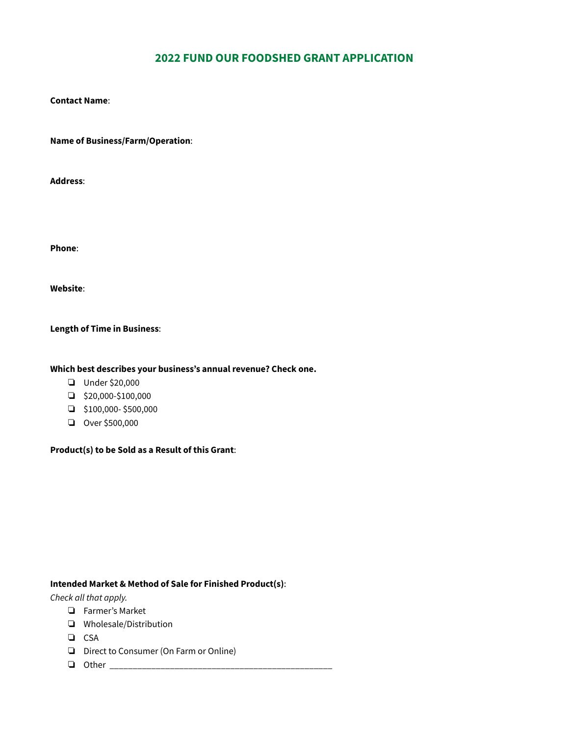## 2022 FUND OUR FOODSHED GRANT APPLICATION

**Contact Name**:

**Name of Business/Farm/Operation**:

**Address**:

**Phone**:

**Website**:

**Length of Time in Business**:

**Which best describes your business's annual revenue? Check one.**

- ❏ Under $20,000
- ❏ $20,000-$100,000
- ❏ $100,000- $500,000
- ❏ Over $500,000

**Product(s) to be Sold as a Result of this Grant**:

**Intended Market & Method of Sale for Finished Product(s)**:

*Check all that apply.*

- ❏ Farmer's Market
- ❏ Wholesale/Distribution
- ❏ CSA
- ❏ Direct to Consumer (On Farm or Online)
- ❏ Other _______________________________________________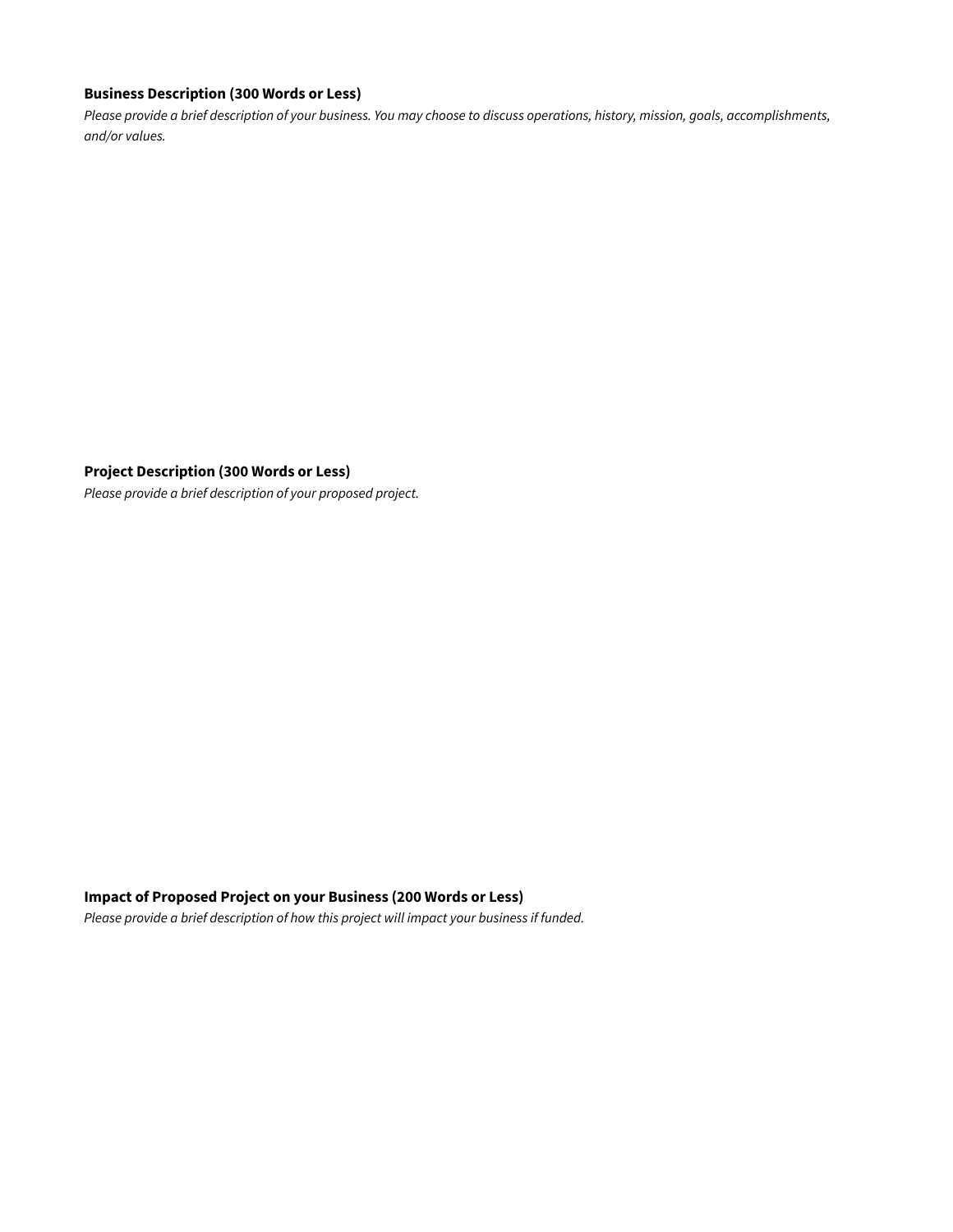**Business Description (300 Words or Less)**

*Please provide a brief description of your business. You may choose to discuss operations, history, mission, goals, accomplishments, and/or values.*

**Project Description (300 Words or Less)**

*Please provide a brief description of your proposed project.*

**Impact of Proposed Project on your Business (200 Words or Less)**

*Please provide a brief description of how this project will impact your business if funded.*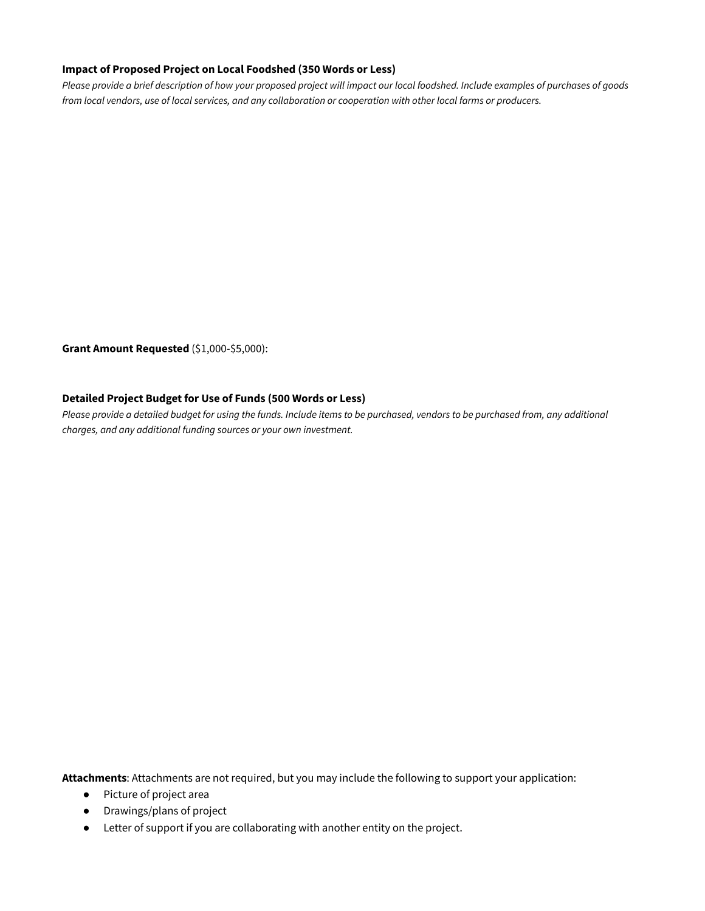**Impact of Proposed Project on Local Foodshed (350 Words or Less)**

*Please provide a brief description of how your proposed project will impact our local foodshed. Include examples of purchases of goods from local vendors, use of local services, and any collaboration or cooperation with other local farms or producers.*

**Grant Amount Requested** ($1,000-$5,000):

**Detailed Project Budget for Use of Funds (500 Words or Less)**

*Please provide a detailed budget for using the funds. Include items to be purchased, vendors to be purchased from, any additional charges, and any additional funding sources or your own investment.*

**Attachments**: Attachments are not required, but you may include the following to support your application:

- Picture of project area
- Drawings/plans of project
- Letter of support if you are collaborating with another entity on the project.